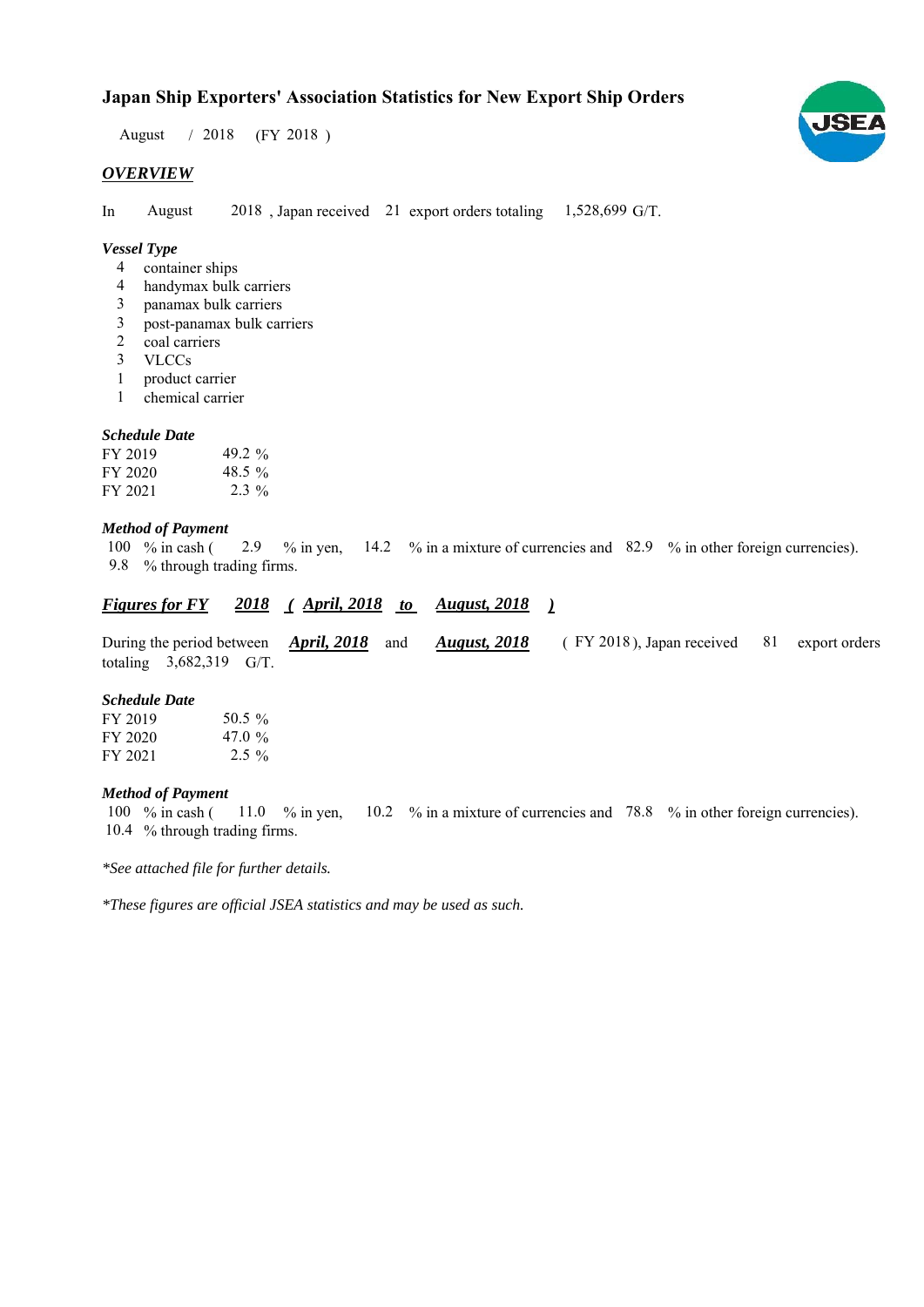# Japan Ship Exporters' Association Statistics for New Export Ship Orders

August / 2018 (FY 2018 )

## *OVERVIEW*

In August 2018 , Japan received 21 export orders totaling 1,528,699 G/T.

### *Vessel Type*

- 4 container ships
- 4 handymax bulk carriers
- 3 panamax bulk carriers
- 3 post-panamax bulk carriers
- 2 coal carriers
- 3 VLCCs
- 1 product carrier
- 1 chemical carrier

### *Schedule Date*

| | |
|---|---|
| FY 2019 | 49.2 % |
| FY 2020 | 48.5 % |
| FY 2021 | 2.3 % |

### *Method of Payment*

100 % in cash ( 2.9 % in yen, 14.2 % in a mixture of currencies and 82.9 % in other foreign currencies).
9.8 % through trading firms.

## ***Figures for FY 2018 ( April, 2018 to August, 2018 )***

During the period between ***April, 2018*** and ***August, 2018*** ( FY 2018 ), Japan received 81 export orders totaling 3,682,319 G/T.

### *Schedule Date*

| | |
|---|---|
| FY 2019 | 50.5 % |
| FY 2020 | 47.0 % |
| FY 2021 | 2.5 % |

### *Method of Payment*

100 % in cash ( 11.0 % in yen, 10.2 % in a mixture of currencies and 78.8 % in other foreign currencies).
10.4 % through trading firms.

*\*See attached file for further details.*

*\*These figures are official JSEA statistics and may be used as such.*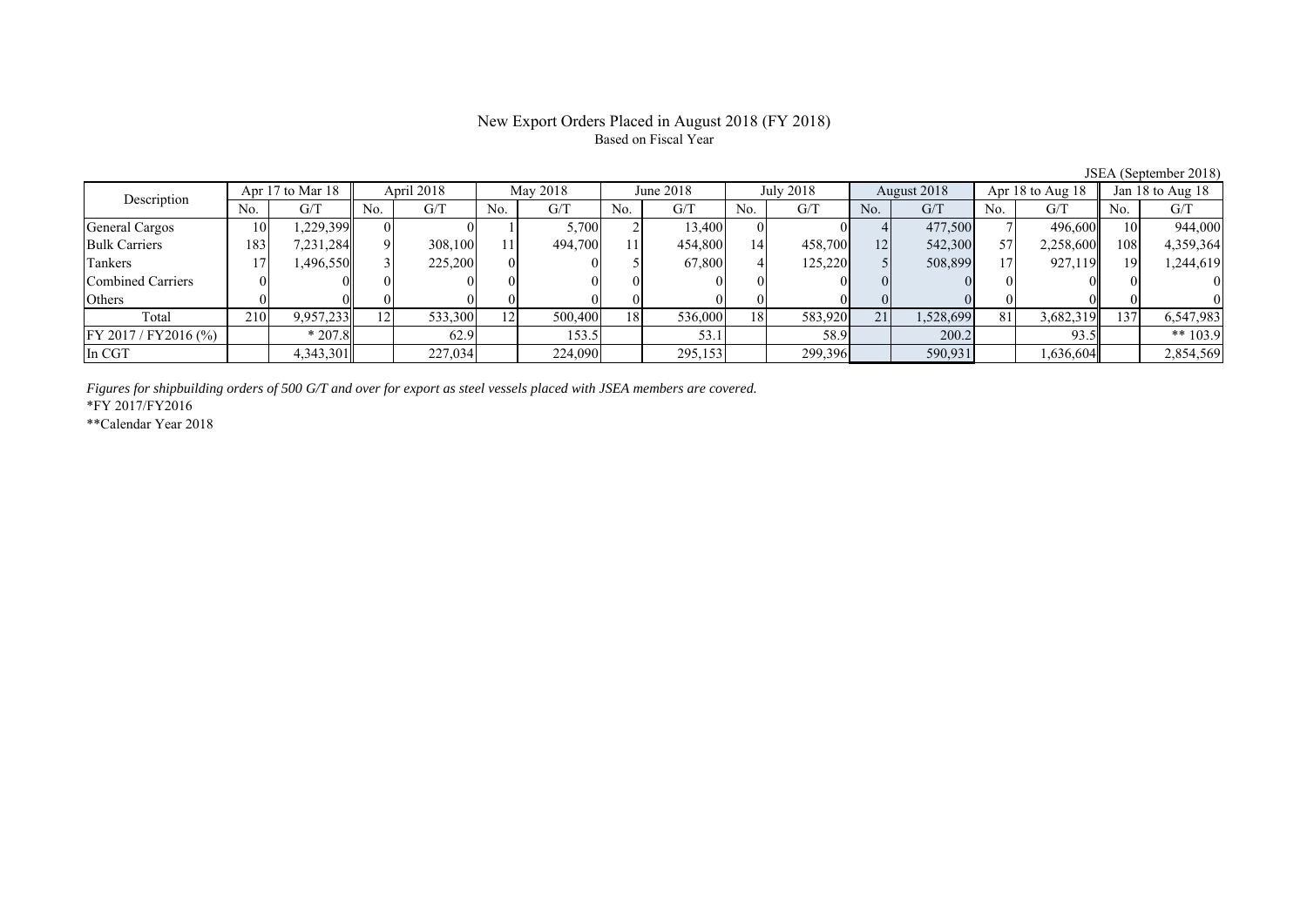# New Export Orders Placed in August 2018 (FY 2018)

Based on Fiscal Year

JSEA (September 2018)

| Description | Apr 17 to Mar 18 | | April 2018 | | May 2018 | | June 2018 | | July 2018 | | August 2018 | | Apr 18 to Aug 18 | | Jan 18 to Aug 18 | |
|---|---|---|---|---|---|---|---|---|---|---|---|---|---|---|---|---|
| | No. | G/T | No. | G/T | No. | G/T | No. | G/T | No. | G/T | No. | G/T | No. | G/T | No. | G/T |
| General Cargos | 10 | 1,229,399 | 0 | 0 | 1 | 5,700 | 2 | 13,400 | 0 | 0 | 4 | 477,500 | 7 | 496,600 | 10 | 944,000 |
| Bulk Carriers | 183 | 7,231,284 | 9 | 308,100 | 11 | 494,700 | 11 | 454,800 | 14 | 458,700 | 12 | 542,300 | 57 | 2,258,600 | 108 | 4,359,364 |
| Tankers | 17 | 1,496,550 | 3 | 225,200 | 0 | 0 | 5 | 67,800 | 4 | 125,220 | 5 | 508,899 | 17 | 927,119 | 19 | 1,244,619 |
| Combined Carriers | 0 | 0 | 0 | 0 | 0 | 0 | 0 | 0 | 0 | 0 | 0 | 0 | 0 | 0 | 0 | 0 |
| Others | 0 | 0 | 0 | 0 | 0 | 0 | 0 | 0 | 0 | 0 | 0 | 0 | 0 | 0 | 0 | 0 |
| Total | 210 | 9,957,233 | 12 | 533,300 | 12 | 500,400 | 18 | 536,000 | 18 | 583,920 | 21 | 1,528,699 | 81 | 3,682,319 | 137 | 6,547,983 |
| FY 2017 / FY2016 (%) | | * 207.8 | | 62.9 | | 153.5 | | 53.1 | | 58.9 | | 200.2 | | 93.5 | | ** 103.9 |
| In CGT | | 4,343,301 | | 227,034 | | 224,090 | | 295,153 | | 299,396 | | 590,931 | | 1,636,604 | | 2,854,569 |

*Figures for shipbuilding orders of 500 G/T and over for export as steel vessels placed with JSEA members are covered.*

*FY 2017/FY2016

**Calendar Year 2018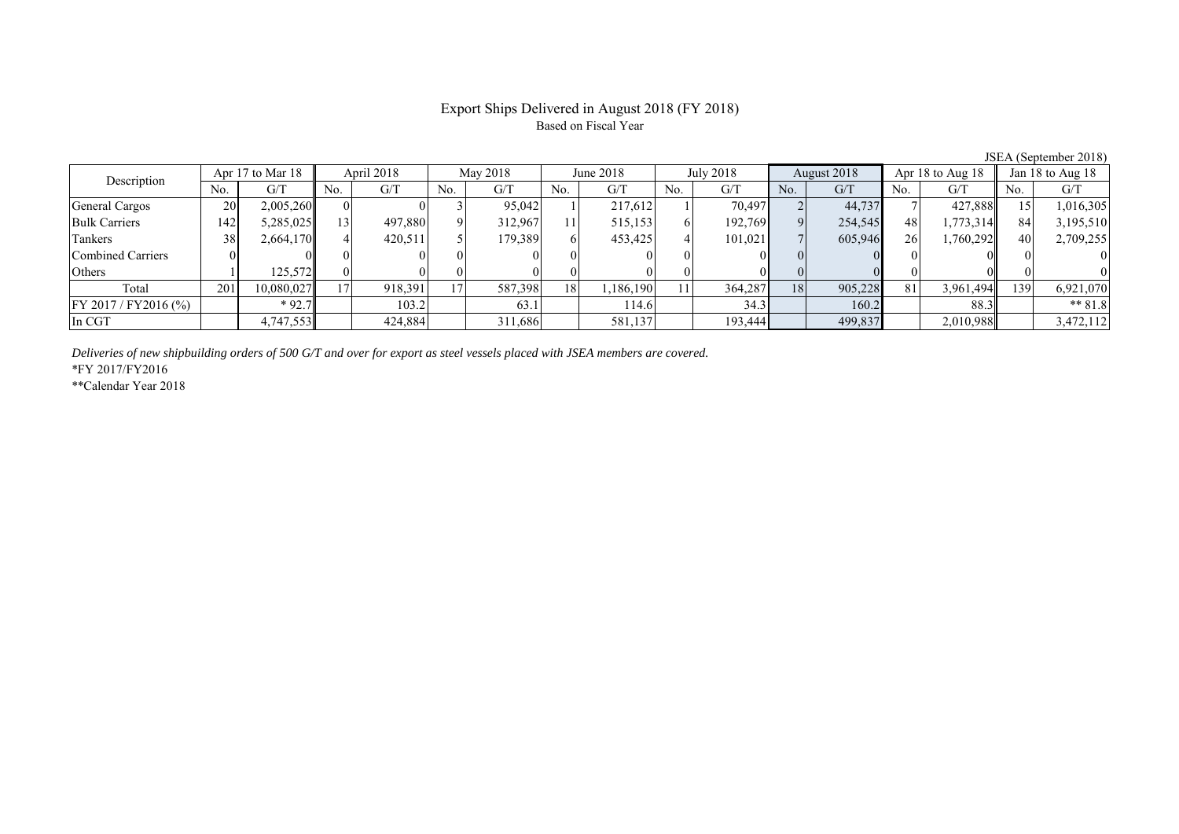# Export Ships Delivered in August 2018 (FY 2018)

Based on Fiscal Year

JSEA (September 2018)

| Description | Apr 17 to Mar 18 | | April 2018 | | May 2018 | | June 2018 | | July 2018 | | August 2018 | | Apr 18 to Aug 18 | | Jan 18 to Aug 18 | |
|---|---|---|---|---|---|---|---|---|---|---|---|---|---|---|---|---|
| | No. | G/T | No. | G/T | No. | G/T | No. | G/T | No. | G/T | No. | G/T | No. | G/T | No. | G/T |
| General Cargos | 20 | 2,005,260 | 0 | 0 | 3 | 95,042 | 1 | 217,612 | 1 | 70,497 | 2 | 44,737 | 7 | 427,888 | 15 | 1,016,305 |
| Bulk Carriers | 142 | 5,285,025 | 13 | 497,880 | 9 | 312,967 | 11 | 515,153 | 6 | 192,769 | 9 | 254,545 | 48 | 1,773,314 | 84 | 3,195,510 |
| Tankers | 38 | 2,664,170 | 4 | 420,511 | 5 | 179,389 | 6 | 453,425 | 4 | 101,021 | 7 | 605,946 | 26 | 1,760,292 | 40 | 2,709,255 |
| Combined Carriers | 0 | 0 | 0 | 0 | 0 | 0 | 0 | 0 | 0 | 0 | 0 | 0 | 0 | 0 | 0 | 0 |
| Others | 1 | 125,572 | 0 | 0 | 0 | 0 | 0 | 0 | 0 | 0 | 0 | 0 | 0 | 0 | 0 | 0 |
| Total | 201 | 10,080,027 | 17 | 918,391 | 17 | 587,398 | 18 | 1,186,190 | 11 | 364,287 | 18 | 905,228 | 81 | 3,961,494 | 139 | 6,921,070 |
| FY 2017 / FY2016 (%) | | * 92.7 | | 103.2 | | 63.1 | | 114.6 | | 34.3 | | 160.2 | | 88.3 | | ** 81.8 |
| In CGT | | 4,747,553 | | 424,884 | | 311,686 | | 581,137 | | 193,444 | | 499,837 | | 2,010,988 | | 3,472,112 |

*Deliveries of new shipbuilding orders of 500 G/T and over for export as steel vessels placed with JSEA members are covered.*

*FY 2017/FY2016

**Calendar Year 2018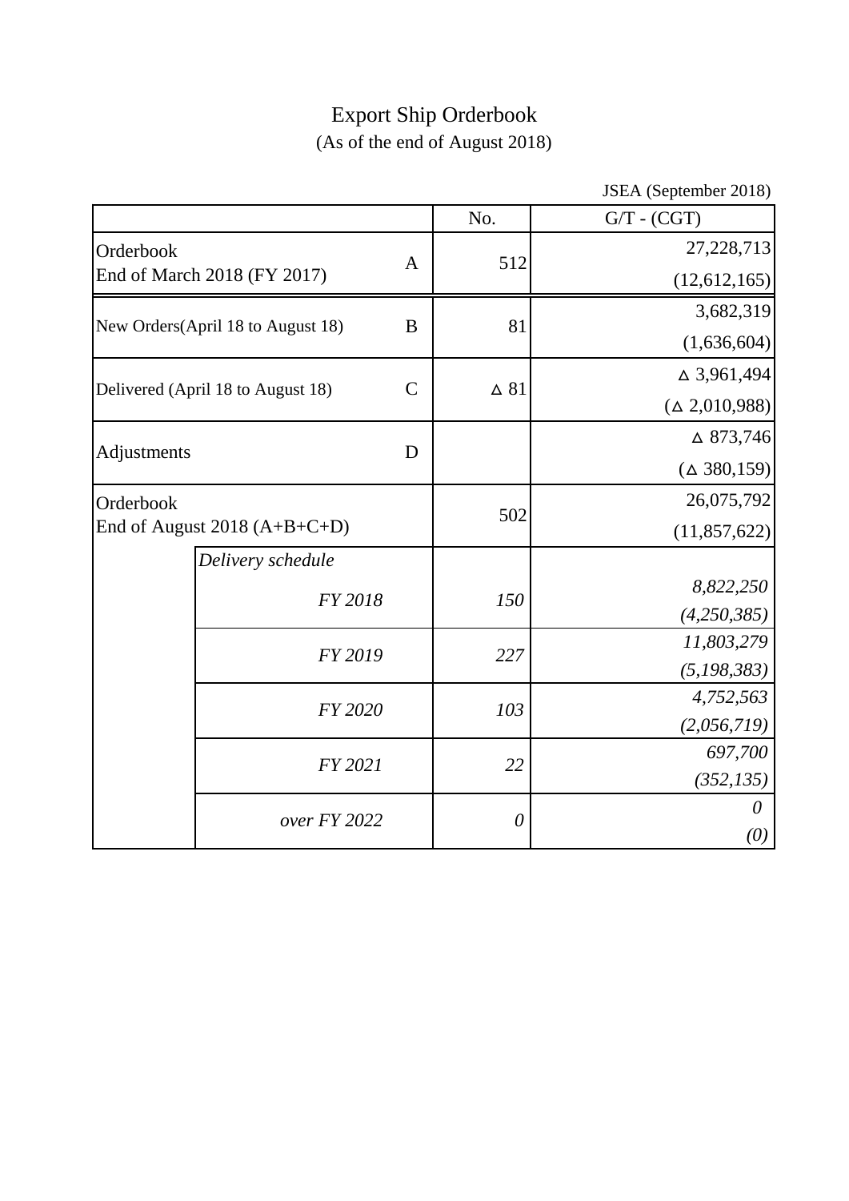# Export Ship Orderbook

(As of the end of August 2018)

JSEA (September 2018)

| | | | No. | G/T - (CGT) |
|---|---|---|---|---|
| Orderbook<br>End of March 2018 (FY 2017) | | A | 512 | 27,228,713<br>(12,612,165) |
| New Orders(April 18 to August 18) | | B | 81 | 3,682,319<br>(1,636,604) |
| Delivered (April 18 to August 18) | | C | △ 81 | △ 3,961,494<br>(△ 2,010,988) |
| Adjustments | | D | | △ 873,746<br>(△ 380,159) |
| Orderbook<br>End of August 2018 (A+B+C+D) | | | 502 | 26,075,792<br>(11,857,622) |
| | *Delivery schedule*<br>*FY 2018* | | *150* | *8,822,250*<br>*(4,250,385)* |
| | *FY 2019* | | *227* | *11,803,279*<br>*(5,198,383)* |
| | *FY 2020* | | *103* | *4,752,563*<br>*(2,056,719)* |
| | *FY 2021* | | *22* | *697,700*<br>*(352,135)* |
| | *over FY 2022* | | *0* | *0*<br>*(0)* |